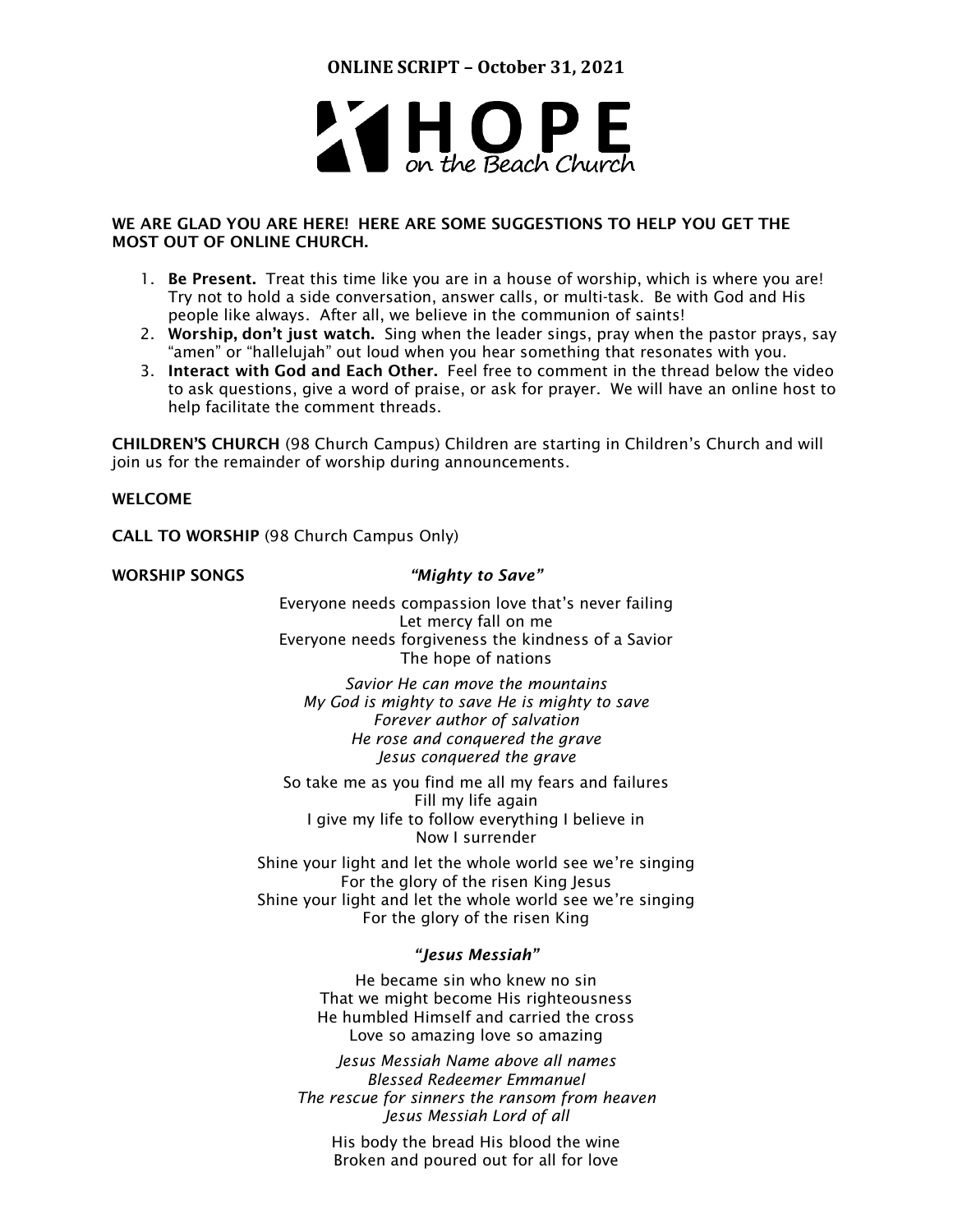# ONLINE SCRIPT – October 31, 2021

HOPE on the Beach Church

**WE ARE GLAD YOU ARE HERE! HERE ARE SOME SUGGESTIONS TO HELP YOU GET THE MOST OUT OF ONLINE CHURCH.**

1. **Be Present.** Treat this time like you are in a house of worship, which is where you are! Try not to hold a side conversation, answer calls, or multi-task. Be with God and His people like always. After all, we believe in the communion of saints!
2. **Worship, don't just watch.** Sing when the leader sings, pray when the pastor prays, say "amen" or "hallelujah" out loud when you hear something that resonates with you.
3. **Interact with God and Each Other.** Feel free to comment in the thread below the video to ask questions, give a word of praise, or ask for prayer. We will have an online host to help facilitate the comment threads.

**CHILDREN'S CHURCH** (98 Church Campus) Children are starting in Children's Church and will join us for the remainder of worship during announcements.

**WELCOME**

**CALL TO WORSHIP** (98 Church Campus Only)

**WORSHIP SONGS** ***"Mighty to Save"***

Everyone needs compassion love that's never failing
Let mercy fall on me
Everyone needs forgiveness the kindness of a Savior
The hope of nations

*Savior He can move the mountains*
*My God is mighty to save He is mighty to save*
*Forever author of salvation*
*He rose and conquered the grave*
*Jesus conquered the grave*

So take me as you find me all my fears and failures
Fill my life again
I give my life to follow everything I believe in
Now I surrender

Shine your light and let the whole world see we're singing
For the glory of the risen King Jesus
Shine your light and let the whole world see we're singing
For the glory of the risen King

***"Jesus Messiah"***

He became sin who knew no sin
That we might become His righteousness
He humbled Himself and carried the cross
Love so amazing love so amazing

*Jesus Messiah Name above all names*
*Blessed Redeemer Emmanuel*
*The rescue for sinners the ransom from heaven*
*Jesus Messiah Lord of all*

His body the bread His blood the wine
Broken and poured out for all for love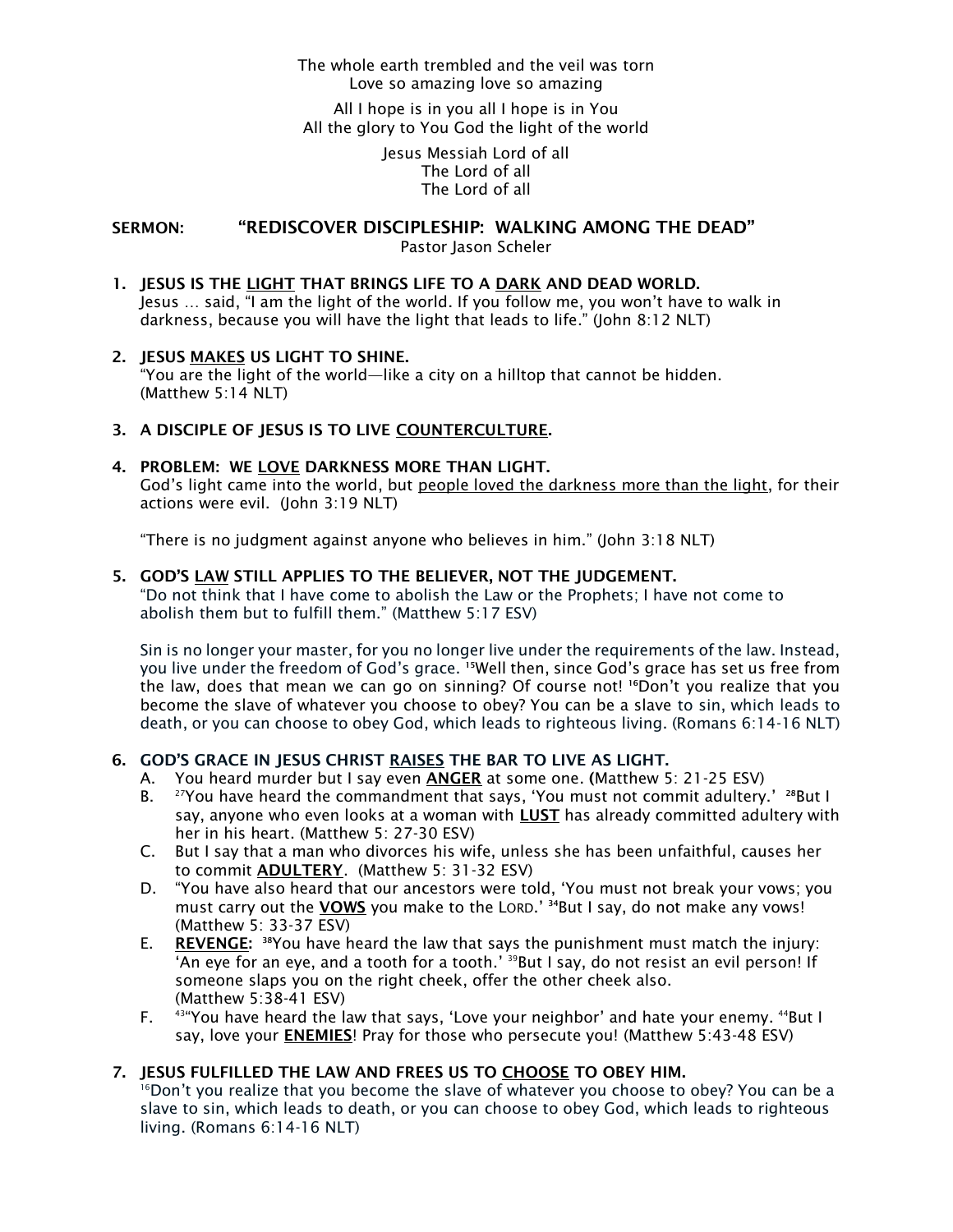The whole earth trembled and the veil was torn
Love so amazing love so amazing

All I hope is in you all I hope is in You
All the glory to You God the light of the world

Jesus Messiah Lord of all
The Lord of all
The Lord of all

## SERMON: "REDISCOVER DISCIPLESHIP: WALKING AMONG THE DEAD"

Pastor Jason Scheler

1. **JESUS IS THE LIGHT THAT BRINGS LIFE TO A DARK AND DEAD WORLD.**
   Jesus … said, "I am the light of the world. If you follow me, you won't have to walk in darkness, because you will have the light that leads to life." (John 8:12 NLT)

2. **JESUS MAKES US LIGHT TO SHINE.**
   "You are the light of the world—like a city on a hilltop that cannot be hidden. (Matthew 5:14 NLT)

3. **A DISCIPLE OF JESUS IS TO LIVE COUNTERCULTURE.**

4. **PROBLEM: WE LOVE DARKNESS MORE THAN LIGHT.**
   God's light came into the world, but people loved the darkness more than the light, for their actions were evil. (John 3:19 NLT)

   "There is no judgment against anyone who believes in him." (John 3:18 NLT)

5. **GOD'S LAW STILL APPLIES TO THE BELIEVER, NOT THE JUDGEMENT.**
   "Do not think that I have come to abolish the Law or the Prophets; I have not come to abolish them but to fulfill them." (Matthew 5:17 ESV)

   Sin is no longer your master, for you no longer live under the requirements of the law. Instead, you live under the freedom of God's grace. [15]Well then, since God's grace has set us free from the law, does that mean we can go on sinning? Of course not! [16]Don't you realize that you become the slave of whatever you choose to obey? You can be a slave to sin, which leads to death, or you can choose to obey God, which leads to righteous living. (Romans 6:14-16 NLT)

6. **GOD'S GRACE IN JESUS CHRIST RAISES THE BAR TO LIVE AS LIGHT.**
   A. You heard murder but I say even **ANGER** at some one. (Matthew 5: 21-25 ESV)
   B. [27]You have heard the commandment that says, 'You must not commit adultery.' [28]But I say, anyone who even looks at a woman with **LUST** has already committed adultery with her in his heart. (Matthew 5: 27-30 ESV)
   C. But I say that a man who divorces his wife, unless she has been unfaithful, causes her to commit **ADULTERY**. (Matthew 5: 31-32 ESV)
   D. "You have also heard that our ancestors were told, 'You must not break your vows; you must carry out the **VOWS** you make to the LORD.' [34]But I say, do not make any vows! (Matthew 5: 33-37 ESV)
   E. **REVENGE:** [38]You have heard the law that says the punishment must match the injury: 'An eye for an eye, and a tooth for a tooth.' [39]But I say, do not resist an evil person! If someone slaps you on the right cheek, offer the other cheek also. (Matthew 5:38-41 ESV)
   F. [43]"You have heard the law that says, 'Love your neighbor' and hate your enemy. [44]But I say, love your **ENEMIES**! Pray for those who persecute you! (Matthew 5:43-48 ESV)

7. **JESUS FULFILLED THE LAW AND FREES US TO CHOOSE TO OBEY HIM.**
   [16]Don't you realize that you become the slave of whatever you choose to obey? You can be a slave to sin, which leads to death, or you can choose to obey God, which leads to righteous living. (Romans 6:14-16 NLT)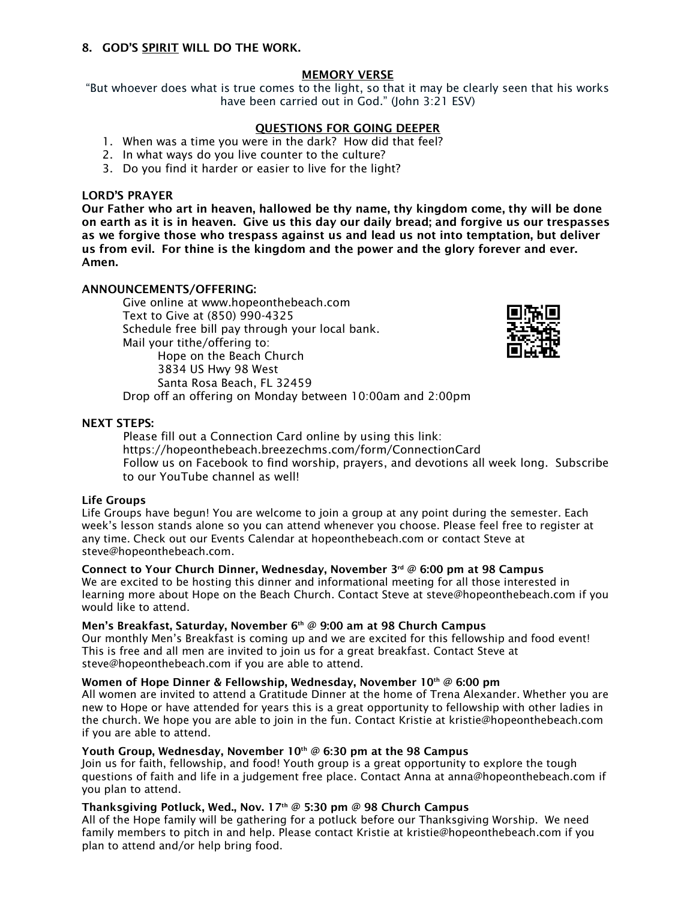**8. GOD'S <u>SPIRIT</u> WILL DO THE WORK.**

**<u>MEMORY VERSE</u>**

"But whoever does what is true comes to the light, so that it may be clearly seen that his works have been carried out in God." (John 3:21 ESV)

**<u>QUESTIONS FOR GOING DEEPER</u>**

1. When was a time you were in the dark? How did that feel?
2. In what ways do you live counter to the culture?
3. Do you find it harder or easier to live for the light?

**LORD'S PRAYER**

**Our Father who art in heaven, hallowed be thy name, thy kingdom come, thy will be done on earth as it is in heaven. Give us this day our daily bread; and forgive us our trespasses as we forgive those who trespass against us and lead us not into temptation, but deliver us from evil. For thine is the kingdom and the power and the glory forever and ever. Amen.**

**ANNOUNCEMENTS/OFFERING:**

Give online at www.hopeonthebeach.com
Text to Give at (850) 990-4325
Schedule free bill pay through your local bank.
Mail your tithe/offering to:
Hope on the Beach Church
3834 US Hwy 98 West
Santa Rosa Beach, FL 32459
Drop off an offering on Monday between 10:00am and 2:00pm

**NEXT STEPS:**

Please fill out a Connection Card online by using this link:
https://hopeonthebeach.breezechms.com/form/ConnectionCard
Follow us on Facebook to find worship, prayers, and devotions all week long. Subscribe to our YouTube channel as well!

**Life Groups**

Life Groups have begun! You are welcome to join a group at any point during the semester. Each week's lesson stands alone so you can attend whenever you choose. Please feel free to register at any time. Check out our Events Calendar at hopeonthebeach.com or contact Steve at steve@hopeonthebeach.com.

**Connect to Your Church Dinner, Wednesday, November 3rd @ 6:00 pm at 98 Campus**

We are excited to be hosting this dinner and informational meeting for all those interested in learning more about Hope on the Beach Church. Contact Steve at steve@hopeonthebeach.com if you would like to attend.

**Men's Breakfast, Saturday, November 6th @ 9:00 am at 98 Church Campus**

Our monthly Men's Breakfast is coming up and we are excited for this fellowship and food event! This is free and all men are invited to join us for a great breakfast. Contact Steve at steve@hopeonthebeach.com if you are able to attend.

**Women of Hope Dinner & Fellowship, Wednesday, November 10th @ 6:00 pm**

All women are invited to attend a Gratitude Dinner at the home of Trena Alexander. Whether you are new to Hope or have attended for years this is a great opportunity to fellowship with other ladies in the church. We hope you are able to join in the fun. Contact Kristie at kristie@hopeonthebeach.com if you are able to attend.

**Youth Group, Wednesday, November 10th @ 6:30 pm at the 98 Campus**

Join us for faith, fellowship, and food! Youth group is a great opportunity to explore the tough questions of faith and life in a judgement free place. Contact Anna at anna@hopeonthebeach.com if you plan to attend.

**Thanksgiving Potluck, Wed., Nov. 17th @ 5:30 pm @ 98 Church Campus**

All of the Hope family will be gathering for a potluck before our Thanksgiving Worship. We need family members to pitch in and help. Please contact Kristie at kristie@hopeonthebeach.com if you plan to attend and/or help bring food.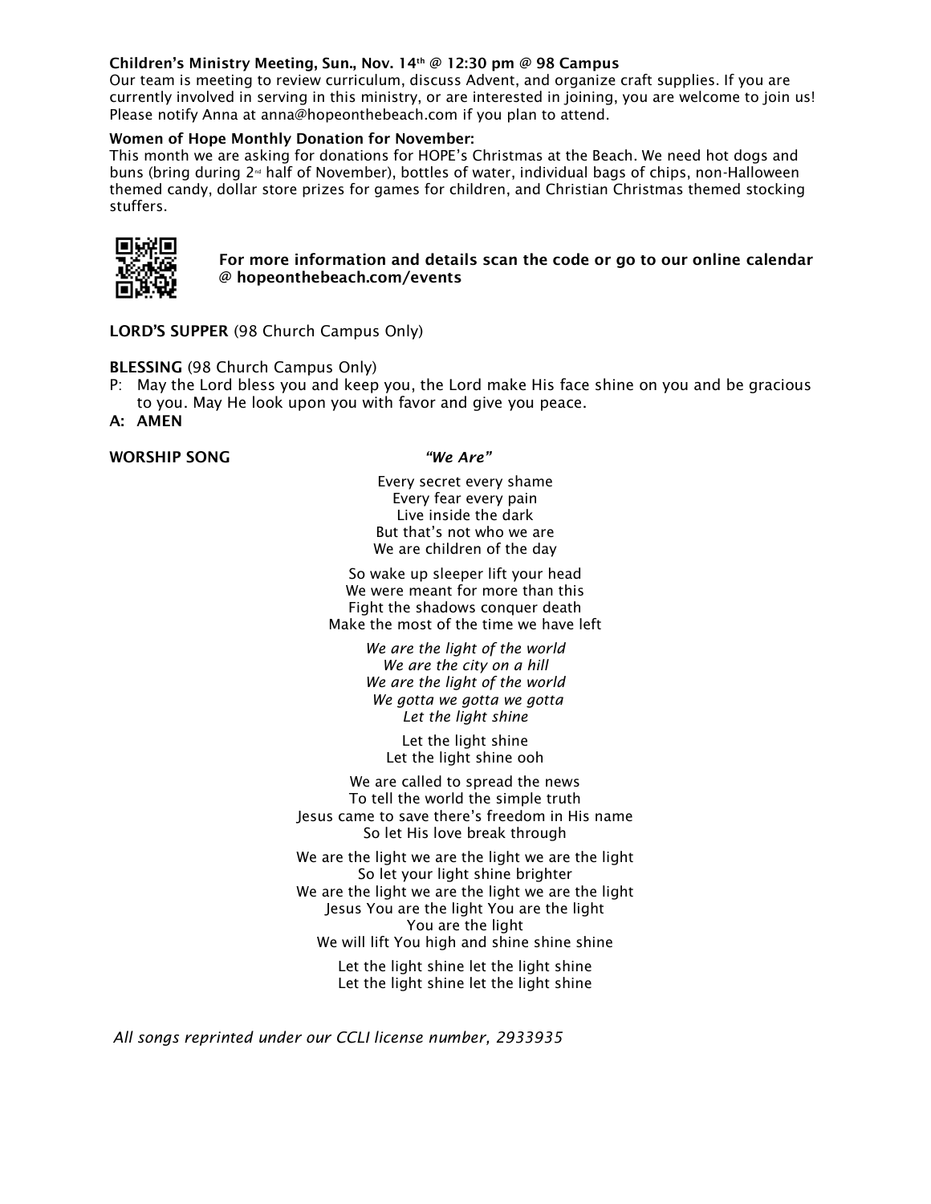**Children's Ministry Meeting, Sun., Nov. 14th @ 12:30 pm @ 98 Campus**
Our team is meeting to review curriculum, discuss Advent, and organize craft supplies. If you are currently involved in serving in this ministry, or are interested in joining, you are welcome to join us! Please notify Anna at anna@hopeonthebeach.com if you plan to attend.

**Women of Hope Monthly Donation for November:**
This month we are asking for donations for HOPE's Christmas at the Beach. We need hot dogs and buns (bring during 2nd half of November), bottles of water, individual bags of chips, non-Halloween themed candy, dollar store prizes for games for children, and Christian Christmas themed stocking stuffers.

**For more information and details scan the code or go to our online calendar @ hopeonthebeach.com/events**

**LORD'S SUPPER** (98 Church Campus Only)

**BLESSING** (98 Church Campus Only)
P: May the Lord bless you and keep you, the Lord make His face shine on you and be gracious to you. May He look upon you with favor and give you peace.
**A: AMEN**

**WORSHIP SONG** ***"We Are"***

Every secret every shame
Every fear every pain
Live inside the dark
But that's not who we are
We are children of the day

So wake up sleeper lift your head
We were meant for more than this
Fight the shadows conquer death
Make the most of the time we have left

*We are the light of the world*
*We are the city on a hill*
*We are the light of the world*
*We gotta we gotta we gotta*
*Let the light shine*

Let the light shine
Let the light shine ooh

We are called to spread the news
To tell the world the simple truth
Jesus came to save there's freedom in His name
So let His love break through

We are the light we are the light we are the light
So let your light shine brighter
We are the light we are the light we are the light
Jesus You are the light You are the light
You are the light
We will lift You high and shine shine shine

Let the light shine let the light shine
Let the light shine let the light shine

*All songs reprinted under our CCLI license number, 2933935*